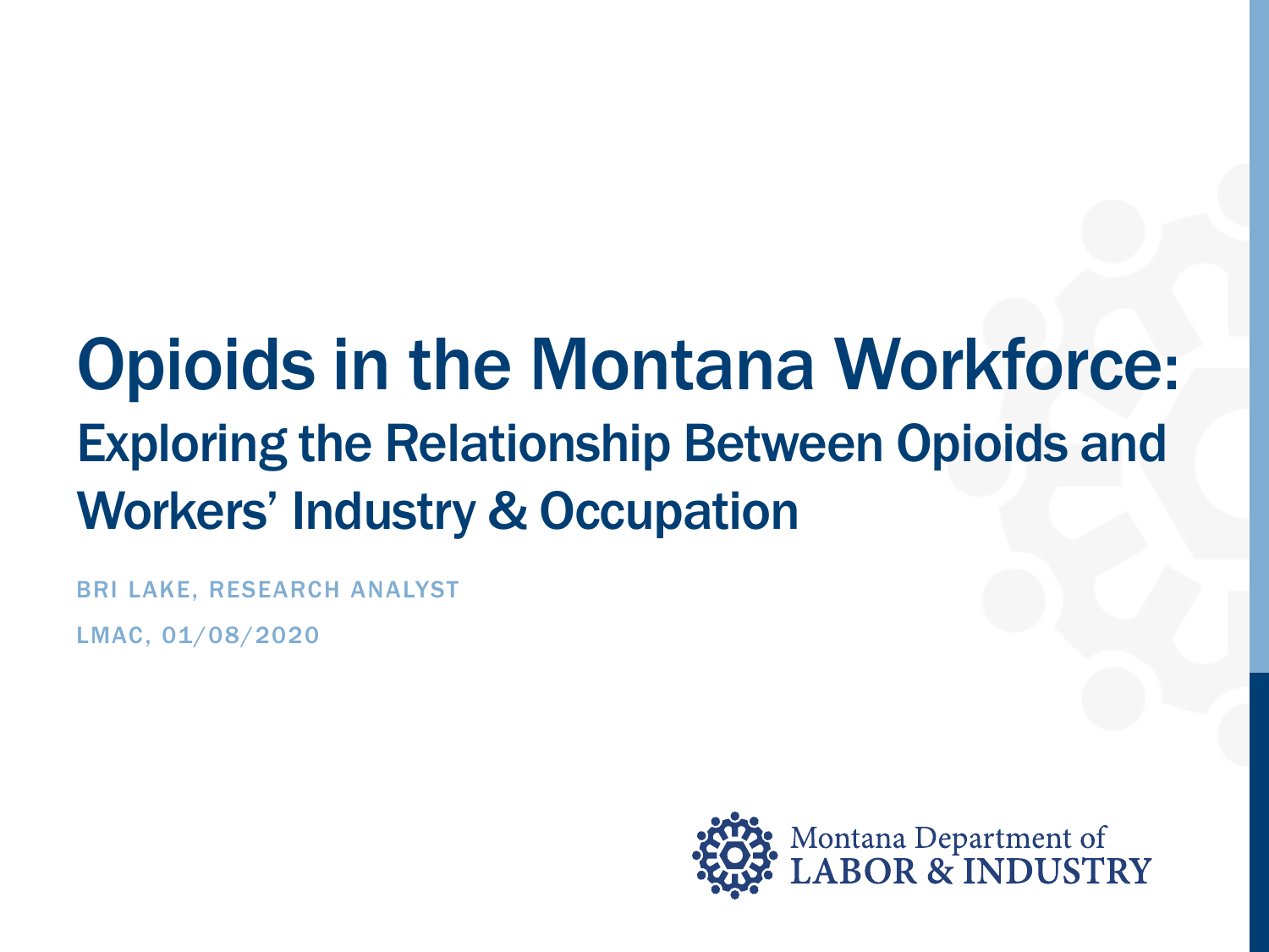# Opioids in the Montana Workforce:

## Exploring the Relationship Between Opioids and Workers' Industry & Occupation

BRI LAKE, RESEARCH ANALYST

LMAC, 01/08/2020

Montana Department of LABOR & INDUSTRY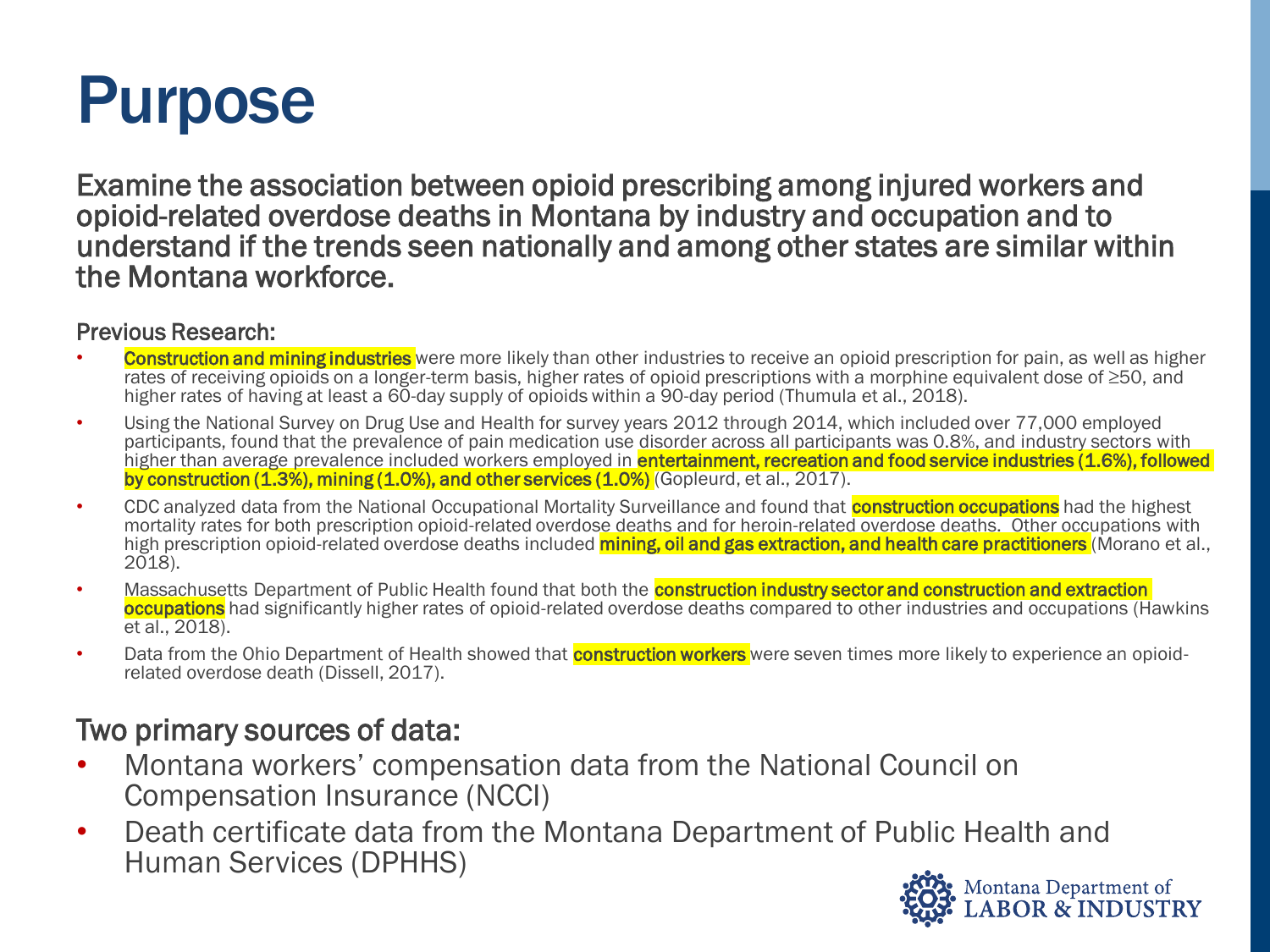# Purpose

Examine the association between opioid prescribing among injured workers and opioid-related overdose deaths in Montana by industry and occupation and to understand if the trends seen nationally and among other states are similar within the Montana workforce.

Previous Research:

- **Construction and mining industries** were more likely than other industries to receive an opioid prescription for pain, as well as higher rates of receiving opioids on a longer-term basis, higher rates of opioid prescriptions with a morphine equivalent dose of ≥50, and higher rates of having at least a 60-day supply of opioids within a 90-day period (Thumula et al., 2018).
- Using the National Survey on Drug Use and Health for survey years 2012 through 2014, which included over 77,000 employed participants, found that the prevalence of pain medication use disorder across all participants was 0.8%, and industry sectors with higher than average prevalence included workers employed in **entertainment, recreation and food service industries (1.6%), followed by construction (1.3%), mining (1.0%), and other services (1.0%)** (Gopleurd, et al., 2017).
- CDC analyzed data from the National Occupational Mortality Surveillance and found that **construction occupations** had the highest mortality rates for both prescription opioid-related overdose deaths and for heroin-related overdose deaths. Other occupations with high prescription opioid-related overdose deaths included **mining, oil and gas extraction, and health care practitioners** (Morano et al., 2018).
- Massachusetts Department of Public Health found that both the **construction industry sector and construction and extraction occupations** had significantly higher rates of opioid-related overdose deaths compared to other industries and occupations (Hawkins et al., 2018).
- Data from the Ohio Department of Health showed that **construction workers** were seven times more likely to experience an opioid-related overdose death (Dissell, 2017).

## Two primary sources of data:

- Montana workers' compensation data from the National Council on Compensation Insurance (NCCI)
- Death certificate data from the Montana Department of Public Health and Human Services (DPHHS)

Montana Department of LABOR & INDUSTRY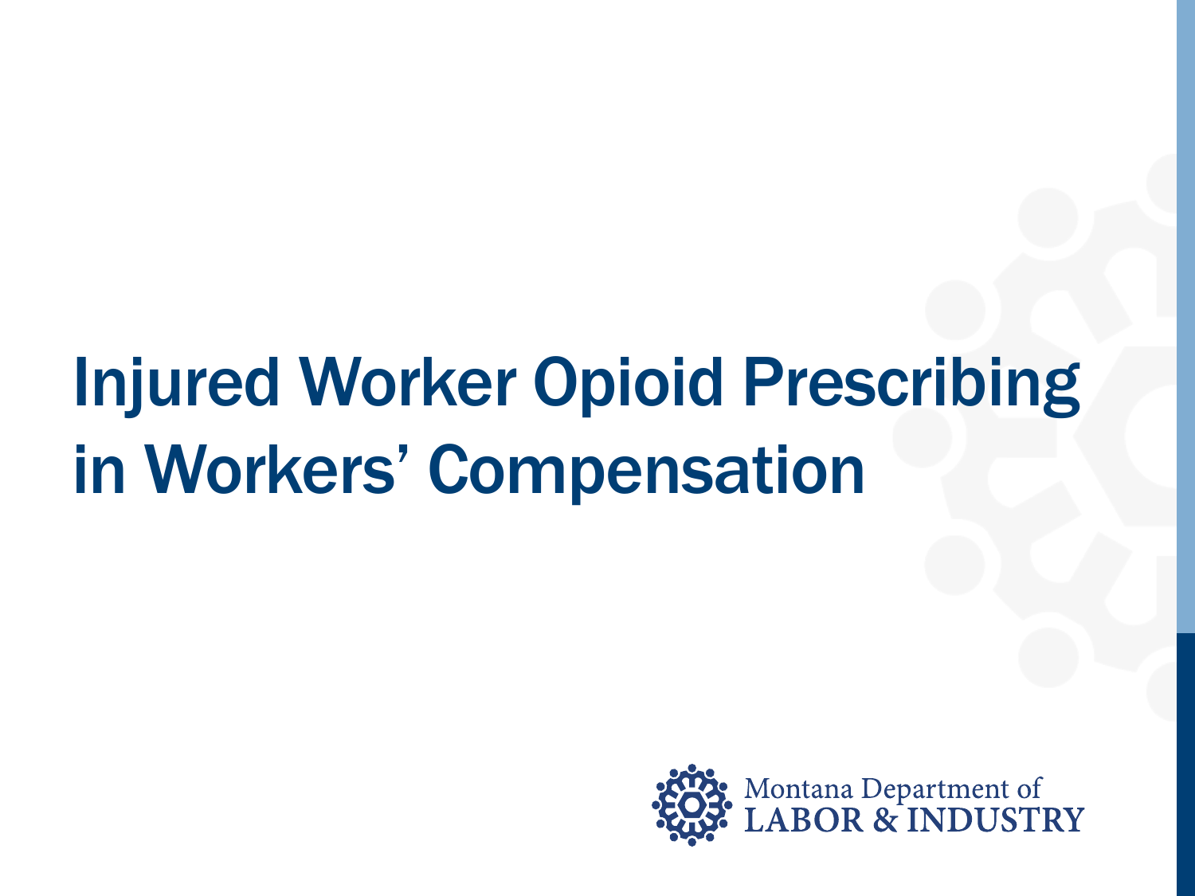# Injured Worker Opioid Prescribing in Workers' Compensation

Montana Department of
LABOR & INDUSTRY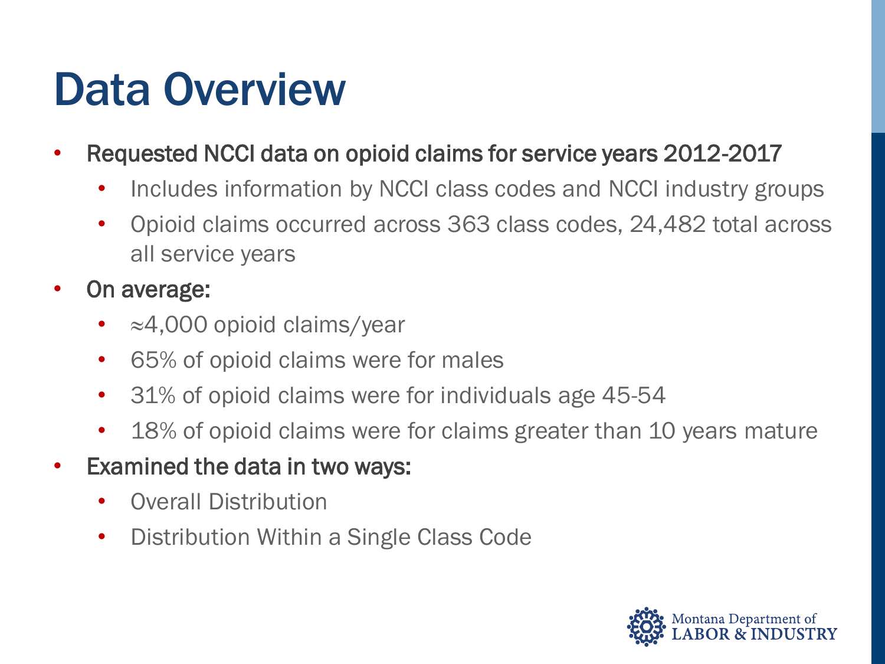# Data Overview

- Requested NCCI data on opioid claims for service years 2012-2017
  - Includes information by NCCI class codes and NCCI industry groups
  - Opioid claims occurred across 363 class codes, 24,482 total across all service years
- On average:
  - ≈4,000 opioid claims/year
  - 65% of opioid claims were for males
  - 31% of opioid claims were for individuals age 45-54
  - 18% of opioid claims were for claims greater than 10 years mature
- Examined the data in two ways:
  - Overall Distribution
  - Distribution Within a Single Class Code

Montana Department of LABOR & INDUSTRY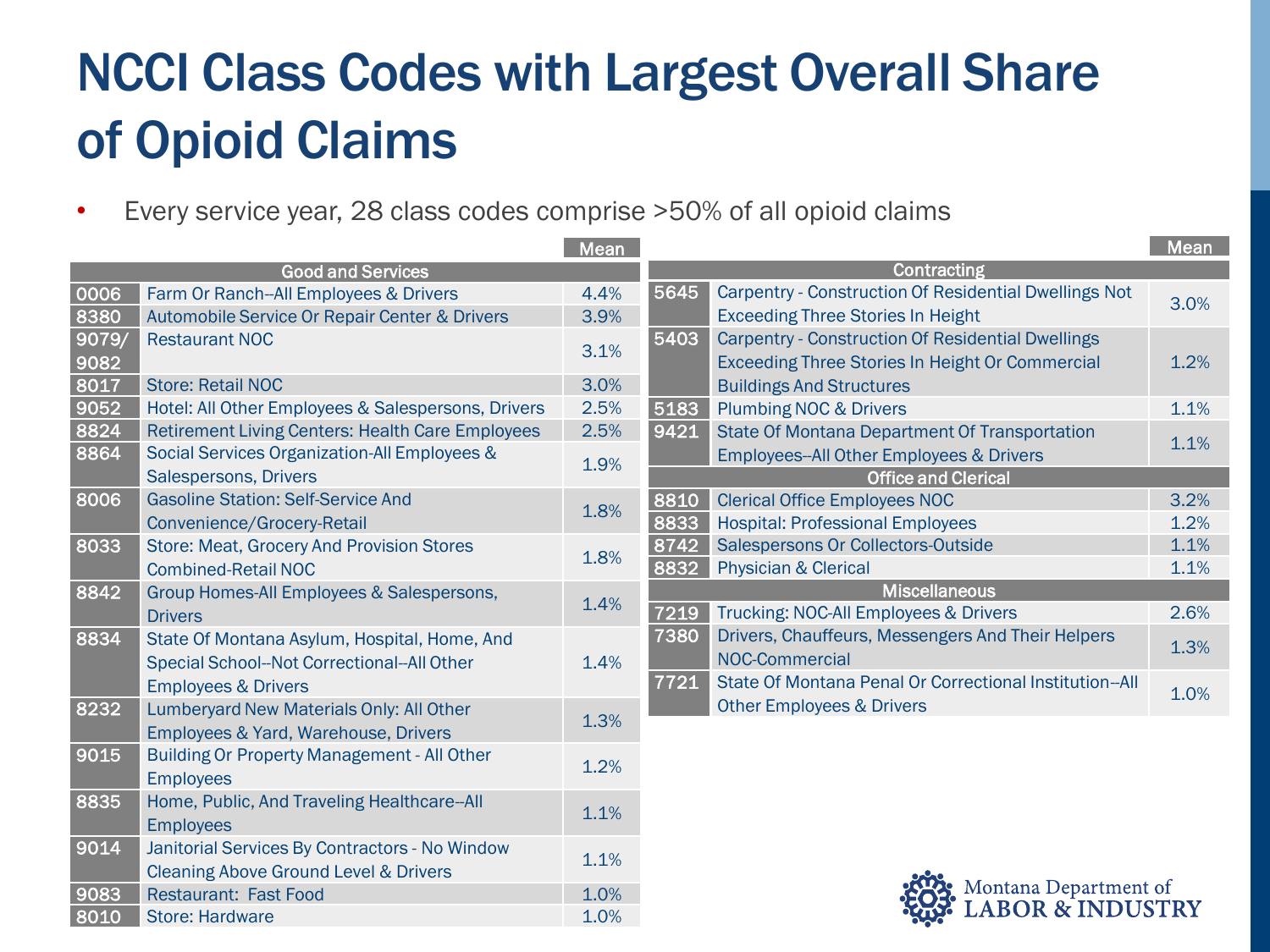# NCCI Class Codes with Largest Overall Share of Opioid Claims

- Every service year, 28 class codes comprise >50% of all opioid claims

| Code | Good and Services | Mean |
|---|---|---|
| 0006 | Farm Or Ranch--All Employees & Drivers | 4.4% |
| 8380 | Automobile Service Or Repair Center & Drivers | 3.9% |
| 9079/9082 | Restaurant NOC | 3.1% |
| 8017 | Store: Retail NOC | 3.0% |
| 9052 | Hotel: All Other Employees & Salespersons, Drivers | 2.5% |
| 8824 | Retirement Living Centers: Health Care Employees | 2.5% |
| 8864 | Social Services Organization-All Employees & Salespersons, Drivers | 1.9% |
| 8006 | Gasoline Station: Self-Service And Convenience/Grocery-Retail | 1.8% |
| 8033 | Store: Meat, Grocery And Provision Stores Combined-Retail NOC | 1.8% |
| 8842 | Group Homes-All Employees & Salespersons, Drivers | 1.4% |
| 8834 | State Of Montana Asylum, Hospital, Home, And Special School--Not Correctional--All Other Employees & Drivers | 1.4% |
| 8232 | Lumberyard New Materials Only: All Other Employees & Yard, Warehouse, Drivers | 1.3% |
| 9015 | Building Or Property Management - All Other Employees | 1.2% |
| 8835 | Home, Public, And Traveling Healthcare--All Employees | 1.1% |
| 9014 | Janitorial Services By Contractors - No Window Cleaning Above Ground Level & Drivers | 1.1% |
| 9083 | Restaurant: Fast Food | 1.0% |
| 8010 | Store: Hardware | 1.0% |

| Code | Description | Mean |
|---|---|---|
| | **Contracting** | |
| 5645 | Carpentry - Construction Of Residential Dwellings Not Exceeding Three Stories In Height | 3.0% |
| 5403 | Carpentry - Construction Of Residential Dwellings Exceeding Three Stories In Height Or Commercial Buildings And Structures | 1.2% |
| 5183 | Plumbing NOC & Drivers | 1.1% |
| 9421 | State Of Montana Department Of Transportation Employees--All Other Employees & Drivers | 1.1% |
| | **Office and Clerical** | |
| 8810 | Clerical Office Employees NOC | 3.2% |
| 8833 | Hospital: Professional Employees | 1.2% |
| 8742 | Salespersons Or Collectors-Outside | 1.1% |
| 8832 | Physician & Clerical | 1.1% |
| | **Miscellaneous** | |
| 7219 | Trucking: NOC-All Employees & Drivers | 2.6% |
| 7380 | Drivers, Chauffeurs, Messengers And Their Helpers NOC-Commercial | 1.3% |
| 7721 | State Of Montana Penal Or Correctional Institution--All Other Employees & Drivers | 1.0% |

Montana Department of LABOR & INDUSTRY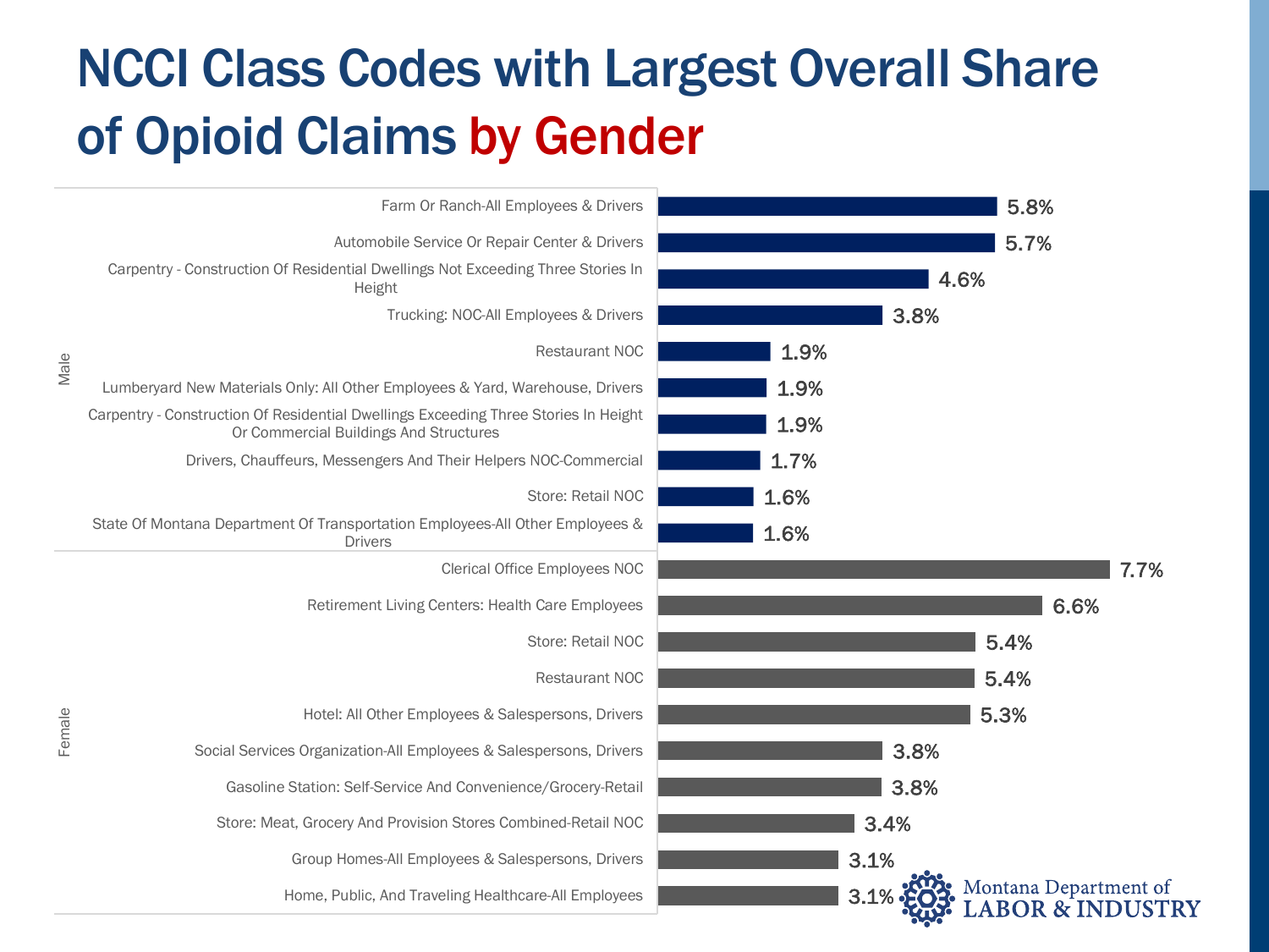# NCCI Class Codes with Largest Overall Share of Opioid Claims by Gender

| Gender | Class Code | Share |
|---|---|---|
| Male | Farm Or Ranch-All Employees & Drivers | 5.8% |
| Male | Automobile Service Or Repair Center & Drivers | 5.7% |
| Male | Carpentry - Construction Of Residential Dwellings Not Exceeding Three Stories In Height | 4.6% |
| Male | Trucking: NOC-All Employees & Drivers | 3.8% |
| Male | Restaurant NOC | 1.9% |
| Male | Lumberyard New Materials Only: All Other Employees & Yard, Warehouse, Drivers | 1.9% |
| Male | Carpentry - Construction Of Residential Dwellings Exceeding Three Stories In Height Or Commercial Buildings And Structures | 1.9% |
| Male | Drivers, Chauffeurs, Messengers And Their Helpers NOC-Commercial | 1.7% |
| Male | Store: Retail NOC | 1.6% |
| Male | State Of Montana Department Of Transportation Employees-All Other Employees & Drivers | 1.6% |
| Female | Clerical Office Employees NOC | 7.7% |
| Female | Retirement Living Centers: Health Care Employees | 6.6% |
| Female | Store: Retail NOC | 5.4% |
| Female | Restaurant NOC | 5.4% |
| Female | Hotel: All Other Employees & Salespersons, Drivers | 5.3% |
| Female | Social Services Organization-All Employees & Salespersons, Drivers | 3.8% |
| Female | Gasoline Station: Self-Service And Convenience/Grocery-Retail | 3.8% |
| Female | Store: Meat, Grocery And Provision Stores Combined-Retail NOC | 3.4% |
| Female | Group Homes-All Employees & Salespersons, Drivers | 3.1% |
| Female | Home, Public, And Traveling Healthcare-All Employees | 3.1% |

Montana Department of LABOR & INDUSTRY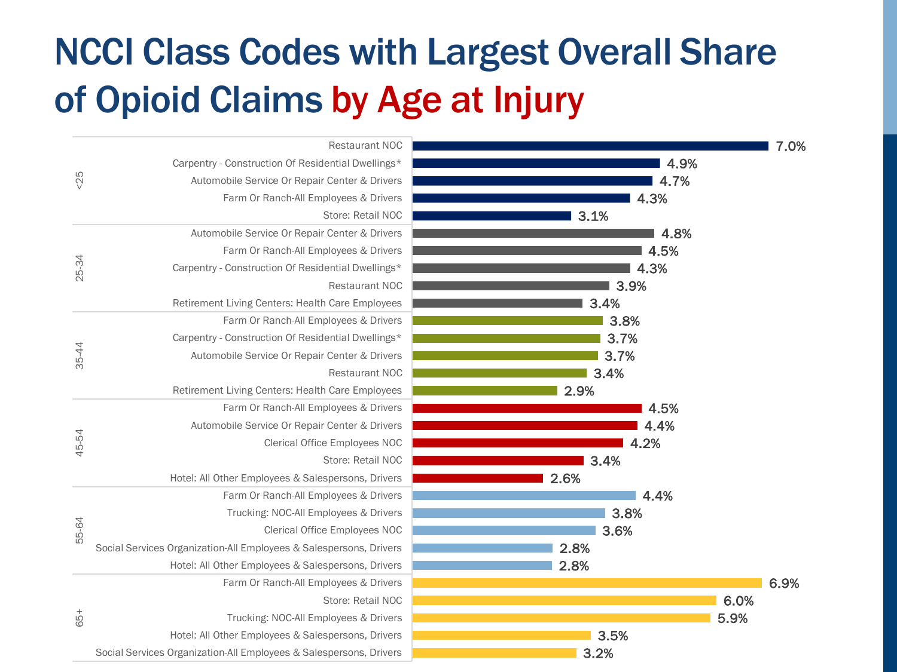# NCCI Class Codes with Largest Overall Share of Opioid Claims by Age at Injury

| Age at Injury | Class Code | Share |
|---|---|---|
| <25 | Restaurant NOC | 7.0% |
| <25 | Carpentry - Construction Of Residential Dwellings* | 4.9% |
| <25 | Automobile Service Or Repair Center & Drivers | 4.7% |
| <25 | Farm Or Ranch-All Employees & Drivers | 4.3% |
| <25 | Store: Retail NOC | 3.1% |
| 25-34 | Automobile Service Or Repair Center & Drivers | 4.8% |
| 25-34 | Farm Or Ranch-All Employees & Drivers | 4.5% |
| 25-34 | Carpentry - Construction Of Residential Dwellings* | 4.3% |
| 25-34 | Restaurant NOC | 3.9% |
| 25-34 | Retirement Living Centers: Health Care Employees | 3.4% |
| 35-44 | Farm Or Ranch-All Employees & Drivers | 3.8% |
| 35-44 | Carpentry - Construction Of Residential Dwellings* | 3.7% |
| 35-44 | Automobile Service Or Repair Center & Drivers | 3.7% |
| 35-44 | Restaurant NOC | 3.4% |
| 35-44 | Retirement Living Centers: Health Care Employees | 2.9% |
| 45-54 | Farm Or Ranch-All Employees & Drivers | 4.5% |
| 45-54 | Automobile Service Or Repair Center & Drivers | 4.4% |
| 45-54 | Clerical Office Employees NOC | 4.2% |
| 45-54 | Store: Retail NOC | 3.4% |
| 45-54 | Hotel: All Other Employees & Salespersons, Drivers | 2.6% |
| 55-64 | Farm Or Ranch-All Employees & Drivers | 4.4% |
| 55-64 | Trucking: NOC-All Employees & Drivers | 3.8% |
| 55-64 | Clerical Office Employees NOC | 3.6% |
| 55-64 | Social Services Organization-All Employees & Salespersons, Drivers | 2.8% |
| 55-64 | Hotel: All Other Employees & Salespersons, Drivers | 2.8% |
| 65+ | Farm Or Ranch-All Employees & Drivers | 6.9% |
| 65+ | Store: Retail NOC | 6.0% |
| 65+ | Trucking: NOC-All Employees & Drivers | 5.9% |
| 65+ | Hotel: All Other Employees & Salespersons, Drivers | 3.5% |
| 65+ | Social Services Organization-All Employees & Salespersons, Drivers | 3.2% |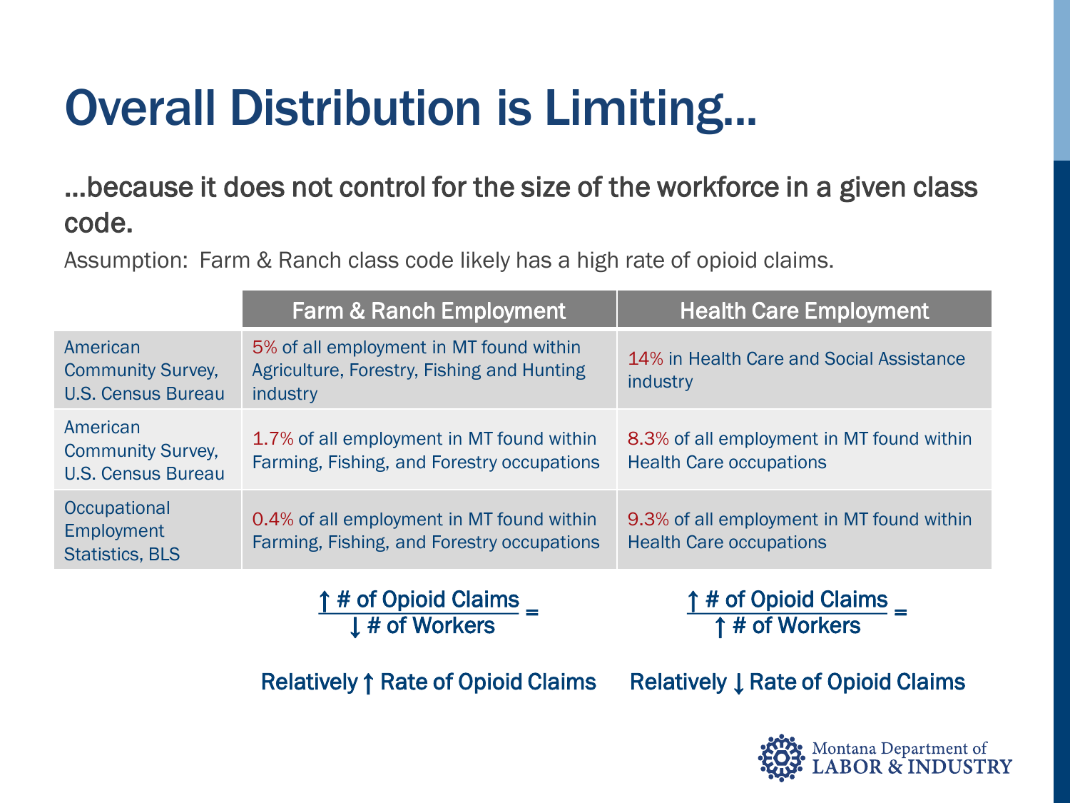# Overall Distribution is Limiting…

## …because it does not control for the size of the workforce in a given class code.

Assumption: Farm & Ranch class code likely has a high rate of opioid claims.

| | Farm & Ranch Employment | Health Care Employment |
|---|---|---|
| American Community Survey, U.S. Census Bureau | 5% of all employment in MT found within Agriculture, Forestry, Fishing and Hunting industry | 14% in Health Care and Social Assistance industry |
| American Community Survey, U.S. Census Bureau | 1.7% of all employment in MT found within Farming, Fishing, and Forestry occupations | 8.3% of all employment in MT found within Health Care occupations |
| Occupational Employment Statistics, BLS | 0.4% of all employment in MT found within Farming, Fishing, and Forestry occupations | 9.3% of all employment in MT found within Health Care occupations |

**Farm & Ranch:** $\frac{\uparrow \text{ \# of Opioid Claims}}{\downarrow \text{ \# of Workers}} =$ Relatively ↑ Rate of Opioid Claims

**Health Care:** $\frac{\uparrow \text{ \# of Opioid Claims}}{\uparrow \text{ \# of Workers}} =$ Relatively ↓ Rate of Opioid Claims

Montana Department of LABOR & INDUSTRY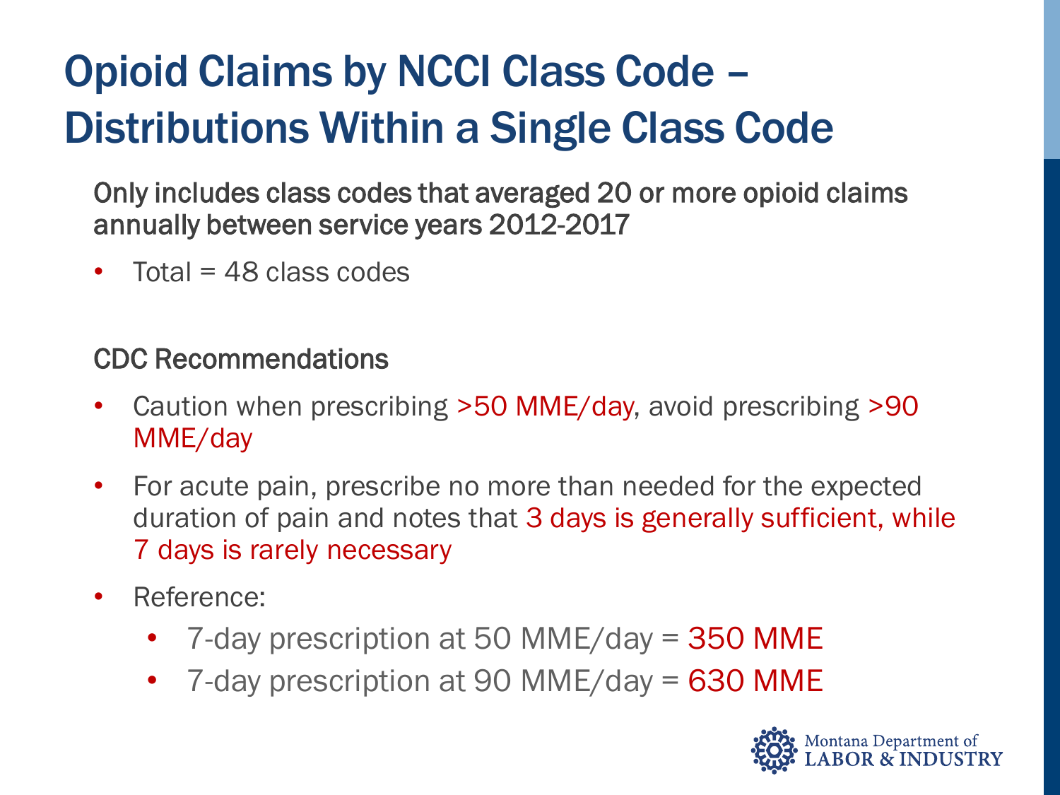# Opioid Claims by NCCI Class Code – Distributions Within a Single Class Code

Only includes class codes that averaged 20 or more opioid claims annually between service years 2012-2017

- Total = 48 class codes

CDC Recommendations

- Caution when prescribing >50 MME/day, avoid prescribing >90 MME/day
- For acute pain, prescribe no more than needed for the expected duration of pain and notes that 3 days is generally sufficient, while 7 days is rarely necessary
- Reference:
  - 7-day prescription at 50 MME/day = 350 MME
  - 7-day prescription at 90 MME/day = 630 MME

Montana Department of LABOR & INDUSTRY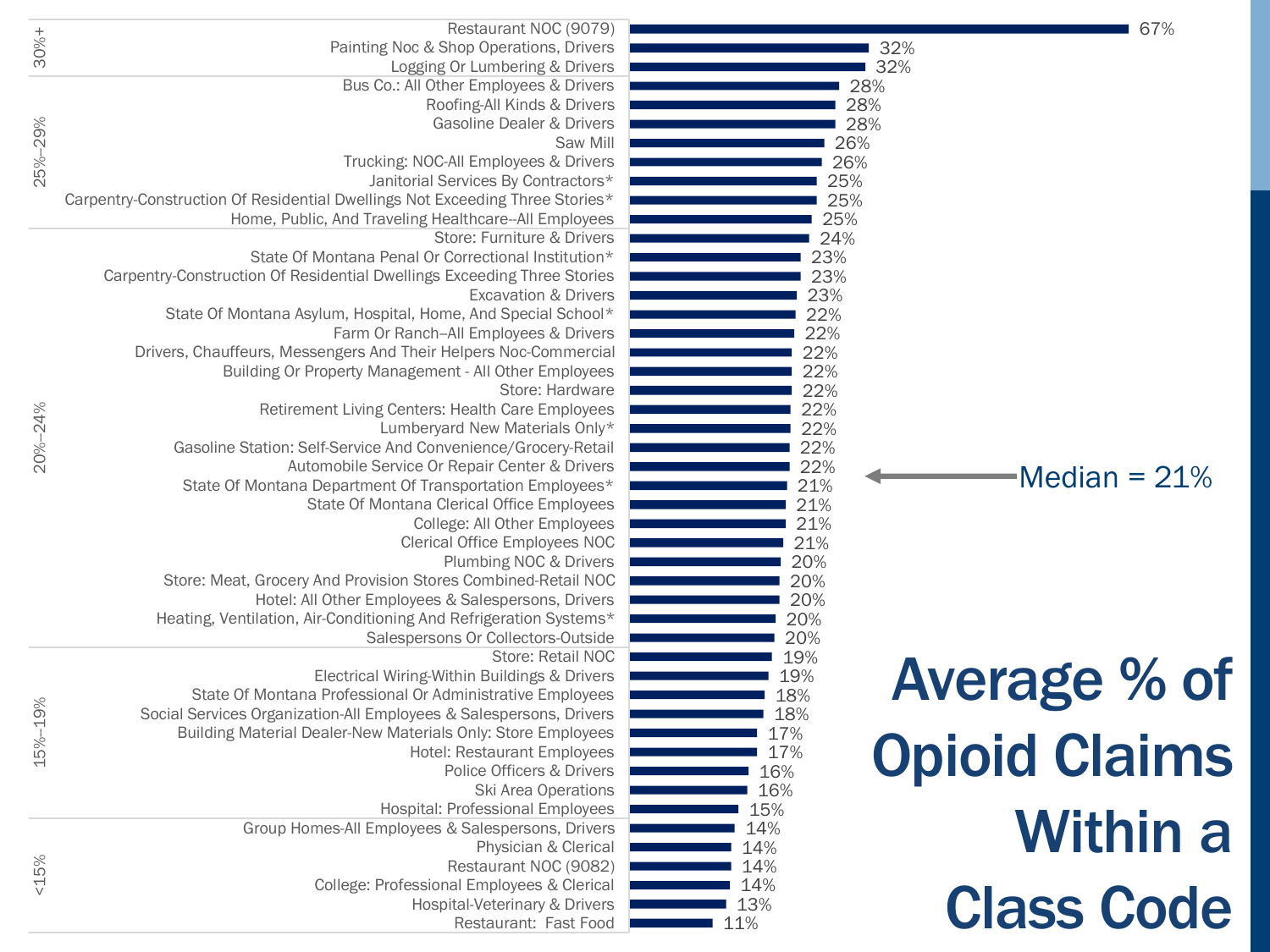# Average % of Opioid Claims Within a Class Code

Median = 21%

| Group | Class Code | Average % of Opioid Claims |
|---|---|---|
| 30%+ | Restaurant NOC (9079) | 67% |
| | Painting Noc & Shop Operations, Drivers | 32% |
| | Logging Or Lumbering & Drivers | 32% |
| 25%–29% | Bus Co.: All Other Employees & Drivers | 28% |
| | Roofing-All Kinds & Drivers | 28% |
| | Gasoline Dealer & Drivers | 28% |
| | Saw Mill | 26% |
| | Trucking: NOC-All Employees & Drivers | 26% |
| | Janitorial Services By Contractors* | 25% |
| | Carpentry-Construction Of Residential Dwellings Not Exceeding Three Stories* | 25% |
| | Home, Public, And Traveling Healthcare--All Employees | 25% |
| 20%–24% | Store: Furniture & Drivers | 24% |
| | State Of Montana Penal Or Correctional Institution* | 23% |
| | Carpentry-Construction Of Residential Dwellings Exceeding Three Stories | 23% |
| | Excavation & Drivers | 23% |
| | State Of Montana Asylum, Hospital, Home, And Special School* | 22% |
| | Farm Or Ranch–All Employees & Drivers | 22% |
| | Drivers, Chauffeurs, Messengers And Their Helpers Noc-Commercial | 22% |
| | Building Or Property Management - All Other Employees | 22% |
| | Store: Hardware | 22% |
| | Retirement Living Centers: Health Care Employees | 22% |
| | Lumberyard New Materials Only* | 22% |
| | Gasoline Station: Self-Service And Convenience/Grocery-Retail | 22% |
| | Automobile Service Or Repair Center & Drivers | 22% |
| | State Of Montana Department Of Transportation Employees* | 21% |
| | State Of Montana Clerical Office Employees | 21% |
| | College: All Other Employees | 21% |
| | Clerical Office Employees NOC | 21% |
| | Plumbing NOC & Drivers | 20% |
| | Store: Meat, Grocery And Provision Stores Combined-Retail NOC | 20% |
| | Hotel: All Other Employees & Salespersons, Drivers | 20% |
| | Heating, Ventilation, Air-Conditioning And Refrigeration Systems* | 20% |
| | Salespersons Or Collectors-Outside | 20% |
| 15%–19% | Store: Retail NOC | 19% |
| | Electrical Wiring-Within Buildings & Drivers | 19% |
| | State Of Montana Professional Or Administrative Employees | 18% |
| | Social Services Organization-All Employees & Salespersons, Drivers | 18% |
| | Building Material Dealer-New Materials Only: Store Employees | 17% |
| | Hotel: Restaurant Employees | 17% |
| | Police Officers & Drivers | 16% |
| | Ski Area Operations | 16% |
| | Hospital: Professional Employees | 15% |
| <15% | Group Homes-All Employees & Salespersons, Drivers | 14% |
| | Physician & Clerical | 14% |
| | Restaurant NOC (9082) | 14% |
| | College: Professional Employees & Clerical | 14% |
| | Hospital-Veterinary & Drivers | 13% |
| | Restaurant: Fast Food | 11% |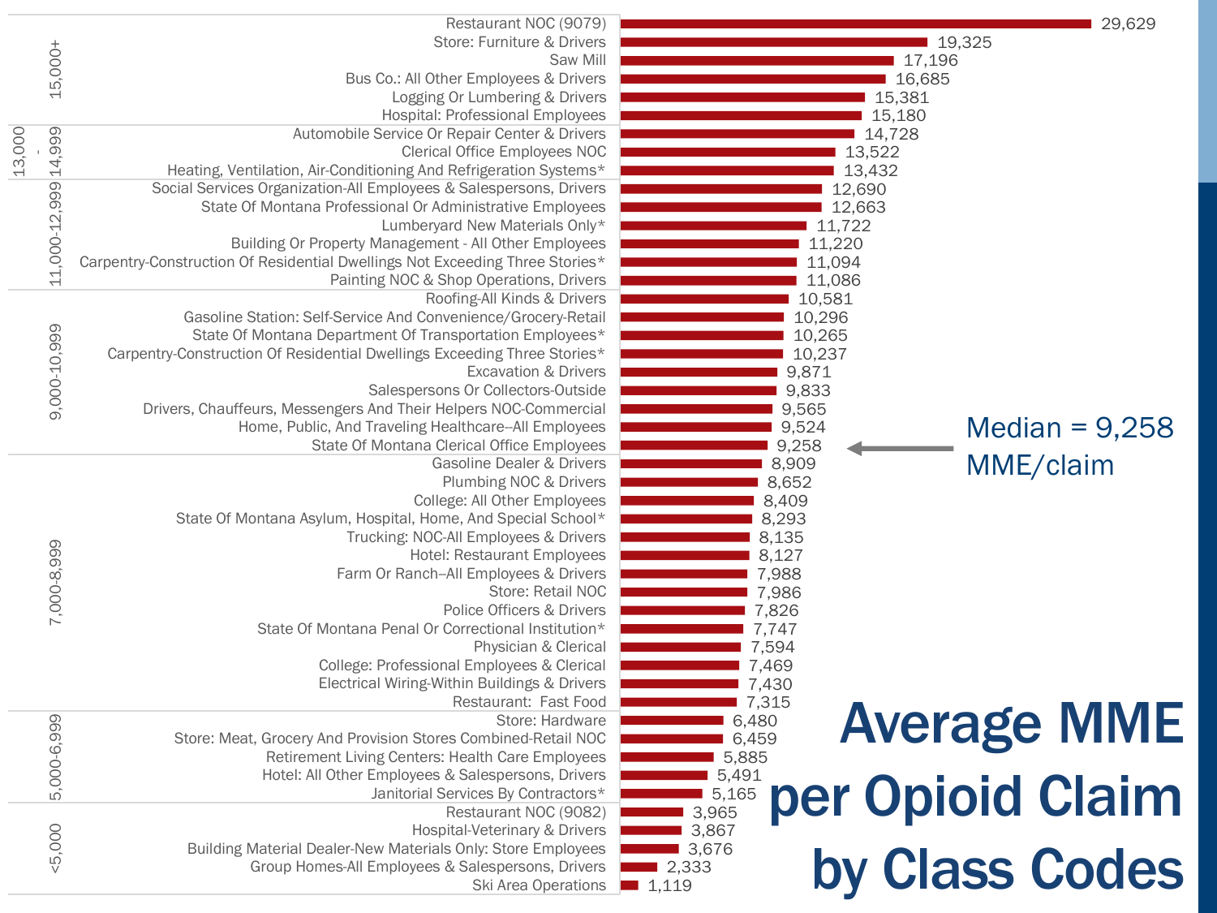# Average MME per Opioid Claim by Class Codes

| Range | Class Code | Average MME per Opioid Claim |
|---|---|---|
| 15,000+ | Restaurant NOC (9079) | 29,629 |
| | Store: Furniture & Drivers | 19,325 |
| | Saw Mill | 17,196 |
| | Bus Co.: All Other Employees & Drivers | 16,685 |
| | Logging Or Lumbering & Drivers | 15,381 |
| | Hospital: Professional Employees | 15,180 |
| 13,000 - 14,999 | Automobile Service Or Repair Center & Drivers | 14,728 |
| | Clerical Office Employees NOC | 13,522 |
| | Heating, Ventilation, Air-Conditioning And Refrigeration Systems* | 13,432 |
| 11,000-12,999 | Social Services Organization-All Employees & Salespersons, Drivers | 12,690 |
| | State Of Montana Professional Or Administrative Employees | 12,663 |
| | Lumberyard New Materials Only* | 11,722 |
| | Building Or Property Management - All Other Employees | 11,220 |
| | Carpentry-Construction Of Residential Dwellings Not Exceeding Three Stories* | 11,094 |
| | Painting NOC & Shop Operations, Drivers | 11,086 |
| 9,000-10,999 | Roofing-All Kinds & Drivers | 10,581 |
| | Gasoline Station: Self-Service And Convenience/Grocery-Retail | 10,296 |
| | State Of Montana Department Of Transportation Employees* | 10,265 |
| | Carpentry-Construction Of Residential Dwellings Exceeding Three Stories* | 10,237 |
| | Excavation & Drivers | 9,871 |
| | Salespersons Or Collectors-Outside | 9,833 |
| | Drivers, Chauffeurs, Messengers And Their Helpers NOC-Commercial | 9,565 |
| | Home, Public, And Traveling Healthcare–All Employees | 9,524 |
| | State Of Montana Clerical Office Employees | 9,258 |
| 7,000-8,999 | Gasoline Dealer & Drivers | 8,909 |
| | Plumbing NOC & Drivers | 8,652 |
| | College: All Other Employees | 8,409 |
| | State Of Montana Asylum, Hospital, Home, And Special School* | 8,293 |
| | Trucking: NOC-All Employees & Drivers | 8,135 |
| | Hotel: Restaurant Employees | 8,127 |
| | Farm Or Ranch–All Employees & Drivers | 7,988 |
| | Store: Retail NOC | 7,986 |
| | Police Officers & Drivers | 7,826 |
| | State Of Montana Penal Or Correctional Institution* | 7,747 |
| | Physician & Clerical | 7,594 |
| | College: Professional Employees & Clerical | 7,469 |
| | Electrical Wiring-Within Buildings & Drivers | 7,430 |
| | Restaurant: Fast Food | 7,315 |
| 5,000-6,999 | Store: Hardware | 6,480 |
| | Store: Meat, Grocery And Provision Stores Combined-Retail NOC | 6,459 |
| | Retirement Living Centers: Health Care Employees | 5,885 |
| | Hotel: All Other Employees & Salespersons, Drivers | 5,491 |
| | Janitorial Services By Contractors* | 5,165 |
| <5,000 | Restaurant NOC (9082) | 3,965 |
| | Hospital-Veterinary & Drivers | 3,867 |
| | Building Material Dealer-New Materials Only: Store Employees | 3,676 |
| | Group Homes-All Employees & Salespersons, Drivers | 2,333 |
| | Ski Area Operations | 1,119 |

Median = 9,258 MME/claim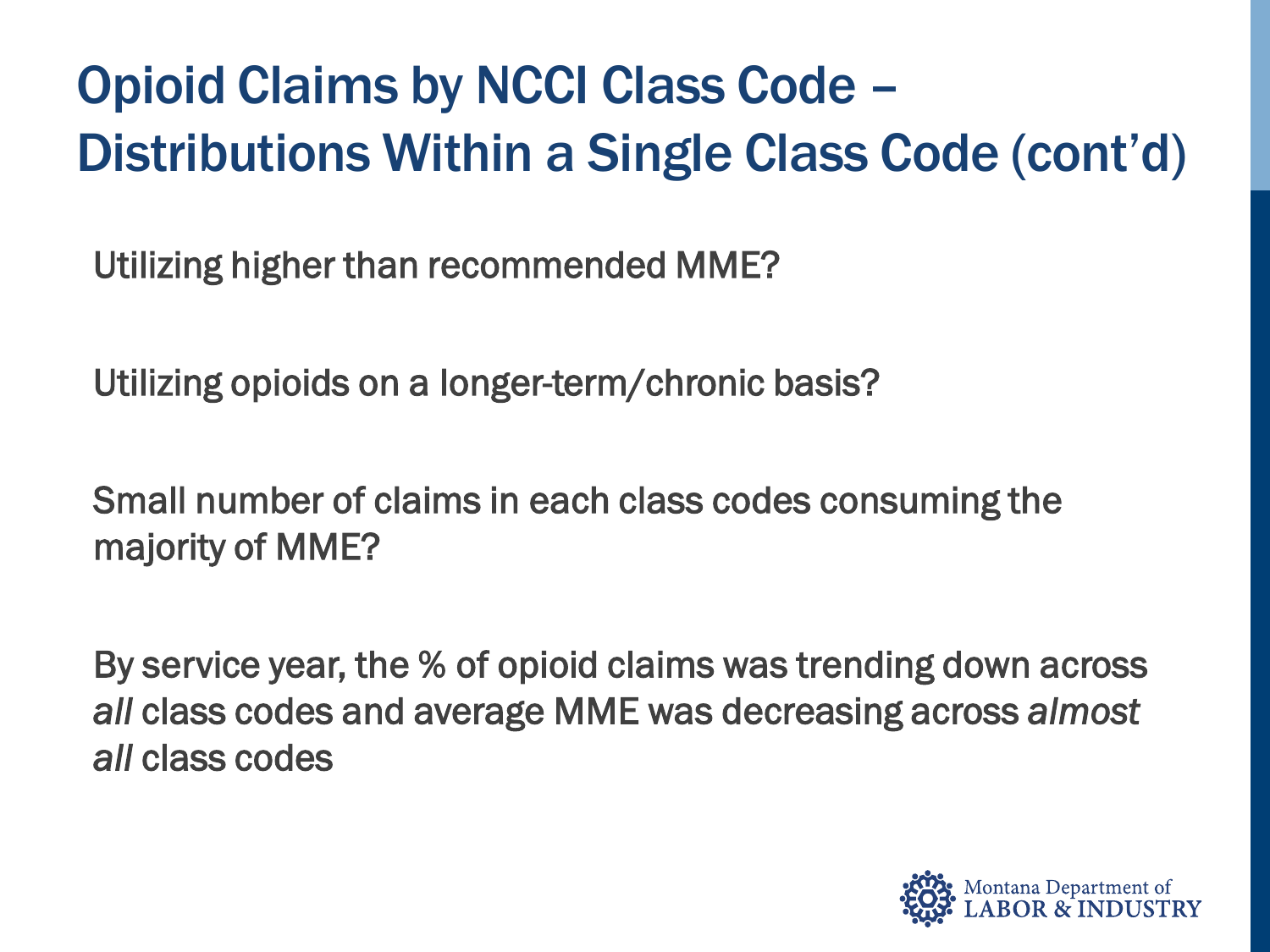# Opioid Claims by NCCI Class Code – Distributions Within a Single Class Code (cont'd)

Utilizing higher than recommended MME?

Utilizing opioids on a longer-term/chronic basis?

Small number of claims in each class codes consuming the majority of MME?

By service year, the % of opioid claims was trending down across *all* class codes and average MME was decreasing across *almost all* class codes

Montana Department of LABOR & INDUSTRY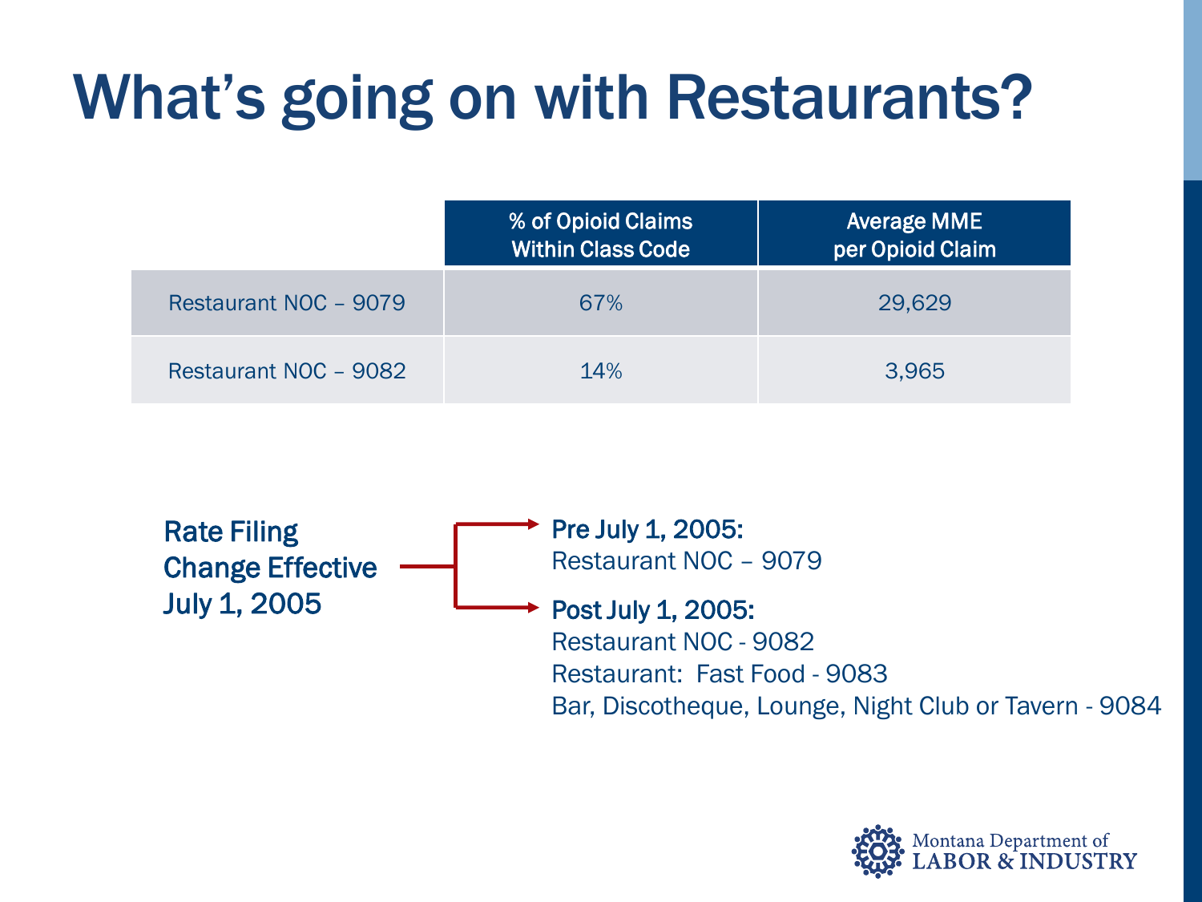# What's going on with Restaurants?

| | % of Opioid Claims Within Class Code | Average MME per Opioid Claim |
|---|---|---|
| Restaurant NOC – 9079 | 67% | 29,629 |
| Restaurant NOC – 9082 | 14% | 3,965 |

**Rate Filing Change Effective July 1, 2005**

**Pre July 1, 2005:**
Restaurant NOC – 9079

**Post July 1, 2005:**
Restaurant NOC - 9082
Restaurant: Fast Food - 9083
Bar, Discotheque, Lounge, Night Club or Tavern - 9084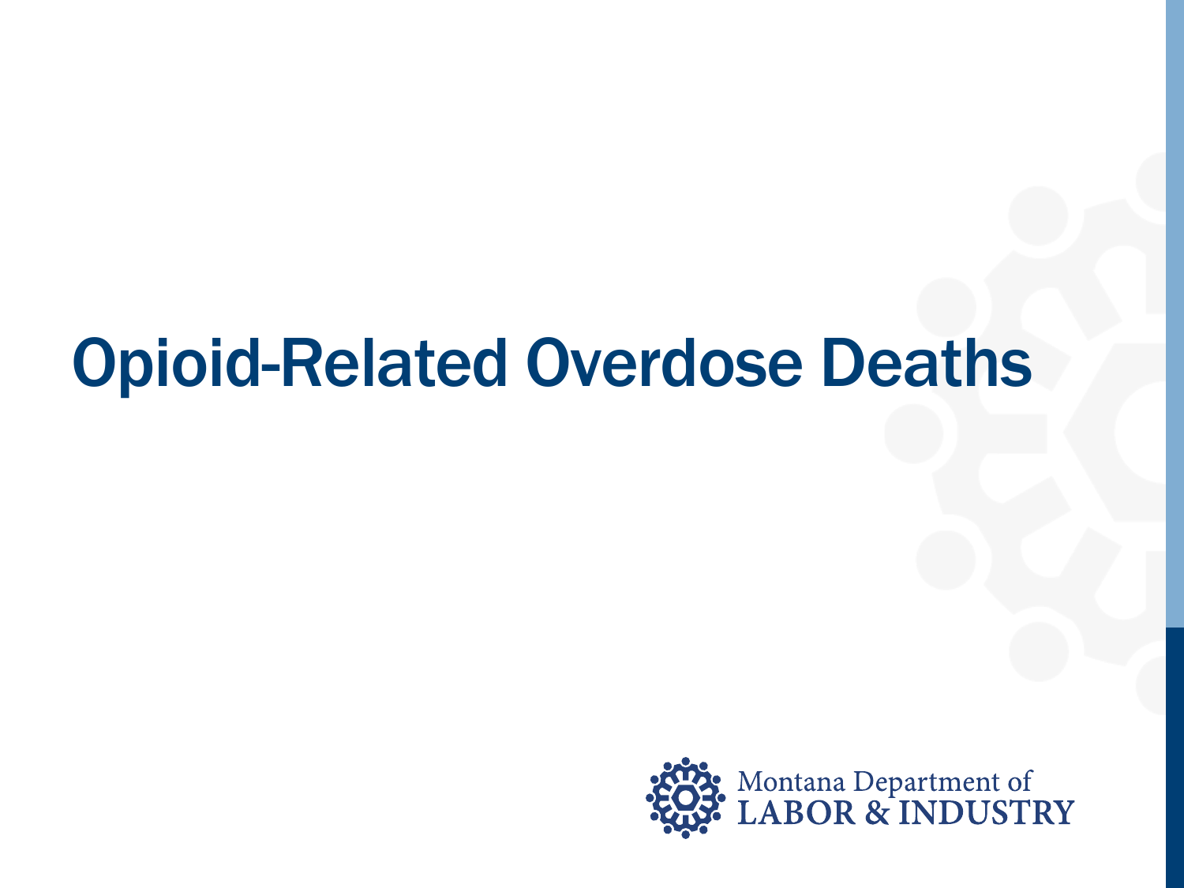# Opioid-Related Overdose Deaths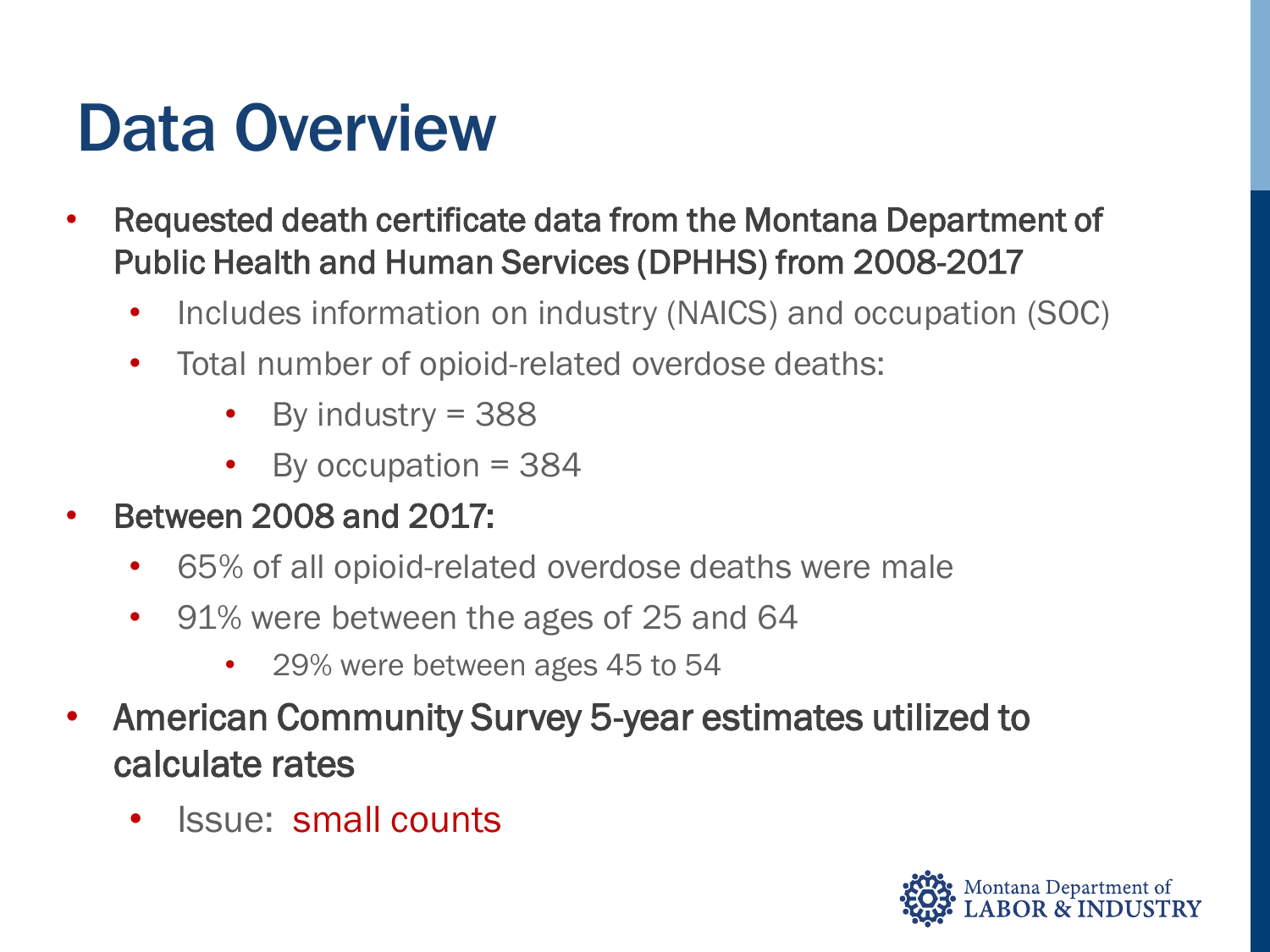# Data Overview

- Requested death certificate data from the Montana Department of Public Health and Human Services (DPHHS) from 2008-2017
  - Includes information on industry (NAICS) and occupation (SOC)
  - Total number of opioid-related overdose deaths:
    - By industry = 388
    - By occupation = 384
- Between 2008 and 2017:
  - 65% of all opioid-related overdose deaths were male
  - 91% were between the ages of 25 and 64
    - 29% were between ages 45 to 54
- American Community Survey 5-year estimates utilized to calculate rates
  - Issue: small counts

Montana Department of LABOR & INDUSTRY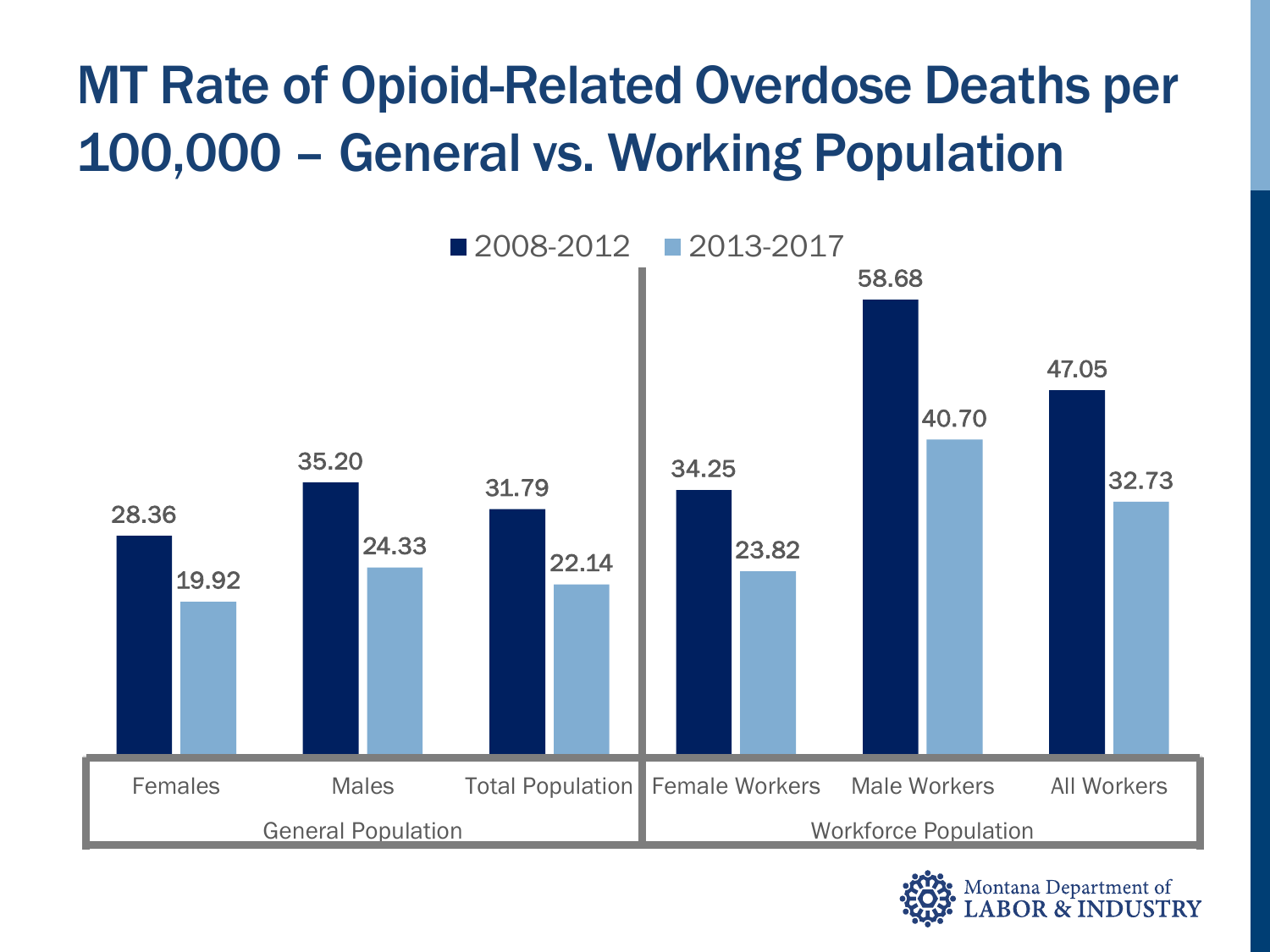# MT Rate of Opioid-Related Overdose Deaths per 100,000 – General vs. Working Population

| Population Group | Category | 2008-2012 | 2013-2017 |
|---|---|---|---|
| General Population | Females | 28.36 | 19.92 |
| | Males | 35.20 | 24.33 |
| | Total Population | 31.79 | 22.14 |
| Workforce Population | Female Workers | 34.25 | 23.82 |
| | Male Workers | 58.68 | 40.70 |
| | All Workers | 47.05 | 32.73 |

Montana Department of LABOR & INDUSTRY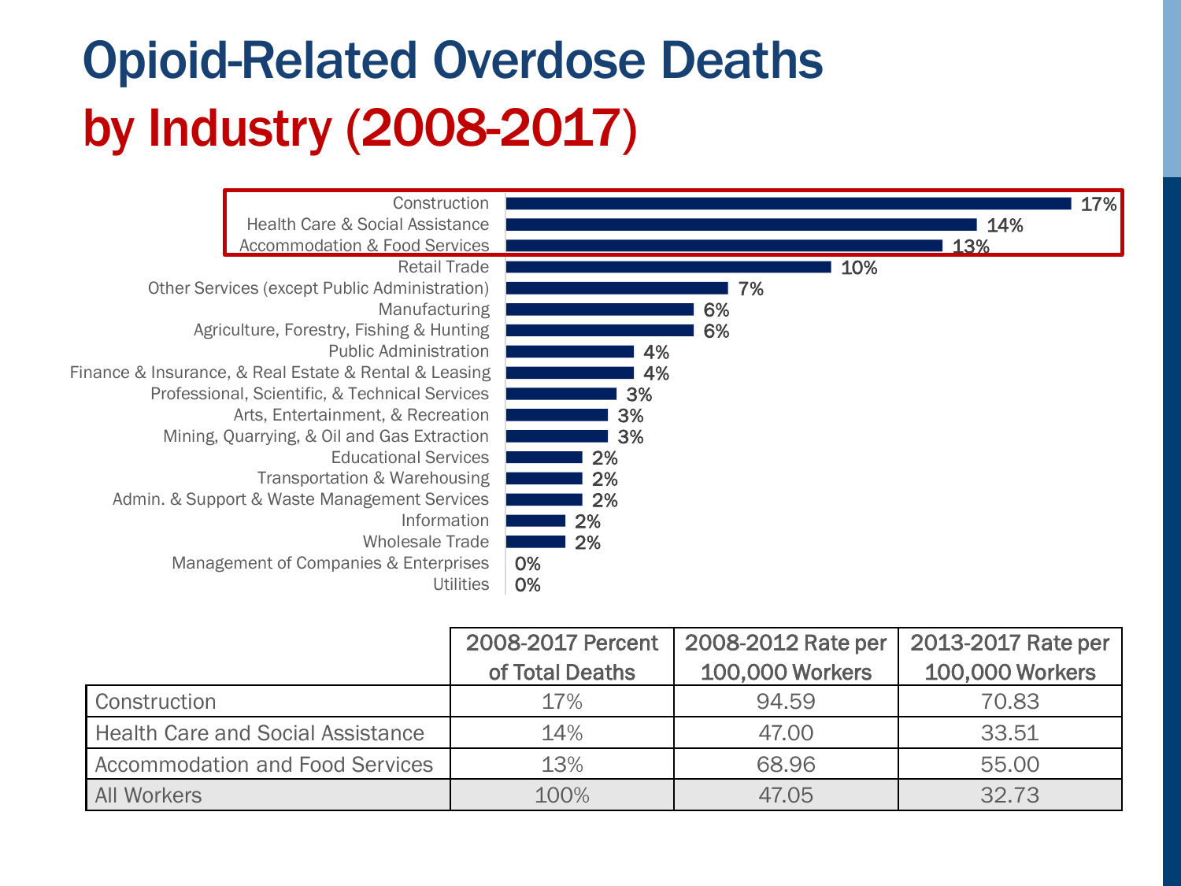# Opioid-Related Overdose Deaths by Industry (2008-2017)

| Industry | Percent |
|---|---|
| Construction | 17% |
| Health Care & Social Assistance | 14% |
| Accommodation & Food Services | 13% |
| Retail Trade | 10% |
| Other Services (except Public Administration) | 7% |
| Manufacturing | 6% |
| Agriculture, Forestry, Fishing & Hunting | 6% |
| Public Administration | 4% |
| Finance & Insurance, & Real Estate & Rental & Leasing | 4% |
| Professional, Scientific, & Technical Services | 3% |
| Arts, Entertainment, & Recreation | 3% |
| Mining, Quarrying, & Oil and Gas Extraction | 3% |
| Educational Services | 2% |
| Transportation & Warehousing | 2% |
| Admin. & Support & Waste Management Services | 2% |
| Information | 2% |
| Wholesale Trade | 2% |
| Management of Companies & Enterprises | 0% |
| Utilities | 0% |

| | 2008-2017 Percent of Total Deaths | 2008-2012 Rate per 100,000 Workers | 2013-2017 Rate per 100,000 Workers |
|---|---|---|---|
| Construction | 17% | 94.59 | 70.83 |
| Health Care and Social Assistance | 14% | 47.00 | 33.51 |
| Accommodation and Food Services | 13% | 68.96 | 55.00 |
| All Workers | 100% | 47.05 | 32.73 |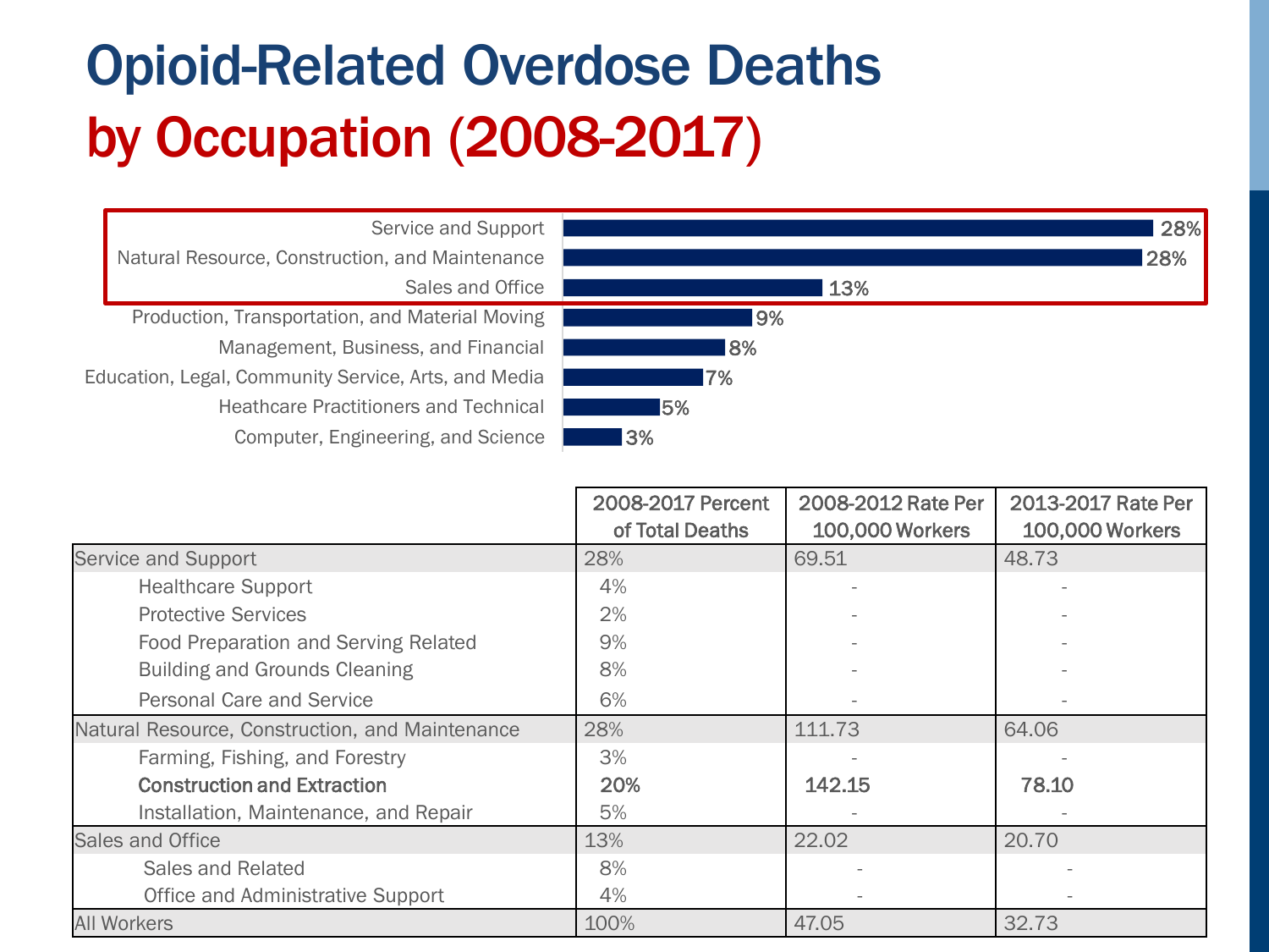# Opioid-Related Overdose Deaths

## by Occupation (2008-2017)

| Occupation | Percent |
|---|---|
| Service and Support | 28% |
| Natural Resource, Construction, and Maintenance | 28% |
| Sales and Office | 13% |
| Production, Transportation, and Material Moving | 9% |
| Management, Business, and Financial | 8% |
| Education, Legal, Community Service, Arts, and Media | 7% |
| Heathcare Practitioners and Technical | 5% |
| Computer, Engineering, and Science | 3% |

| | 2008-2017 Percent of Total Deaths | 2008-2012 Rate Per 100,000 Workers | 2013-2017 Rate Per 100,000 Workers |
|---|---|---|---|
| Service and Support | 28% | 69.51 | 48.73 |
| Healthcare Support | 4% | - | - |
| Protective Services | 2% | - | - |
| Food Preparation and Serving Related | 9% | - | - |
| Building and Grounds Cleaning | 8% | - | - |
| Personal Care and Service | 6% | - | - |
| Natural Resource, Construction, and Maintenance | 28% | 111.73 | 64.06 |
| Farming, Fishing, and Forestry | 3% | - | - |
| **Construction and Extraction** | **20%** | **142.15** | **78.10** |
| Installation, Maintenance, and Repair | 5% | - | - |
| Sales and Office | 13% | 22.02 | 20.70 |
| Sales and Related | 8% | - | - |
| Office and Administrative Support | 4% | - | - |
| All Workers | 100% | 47.05 | 32.73 |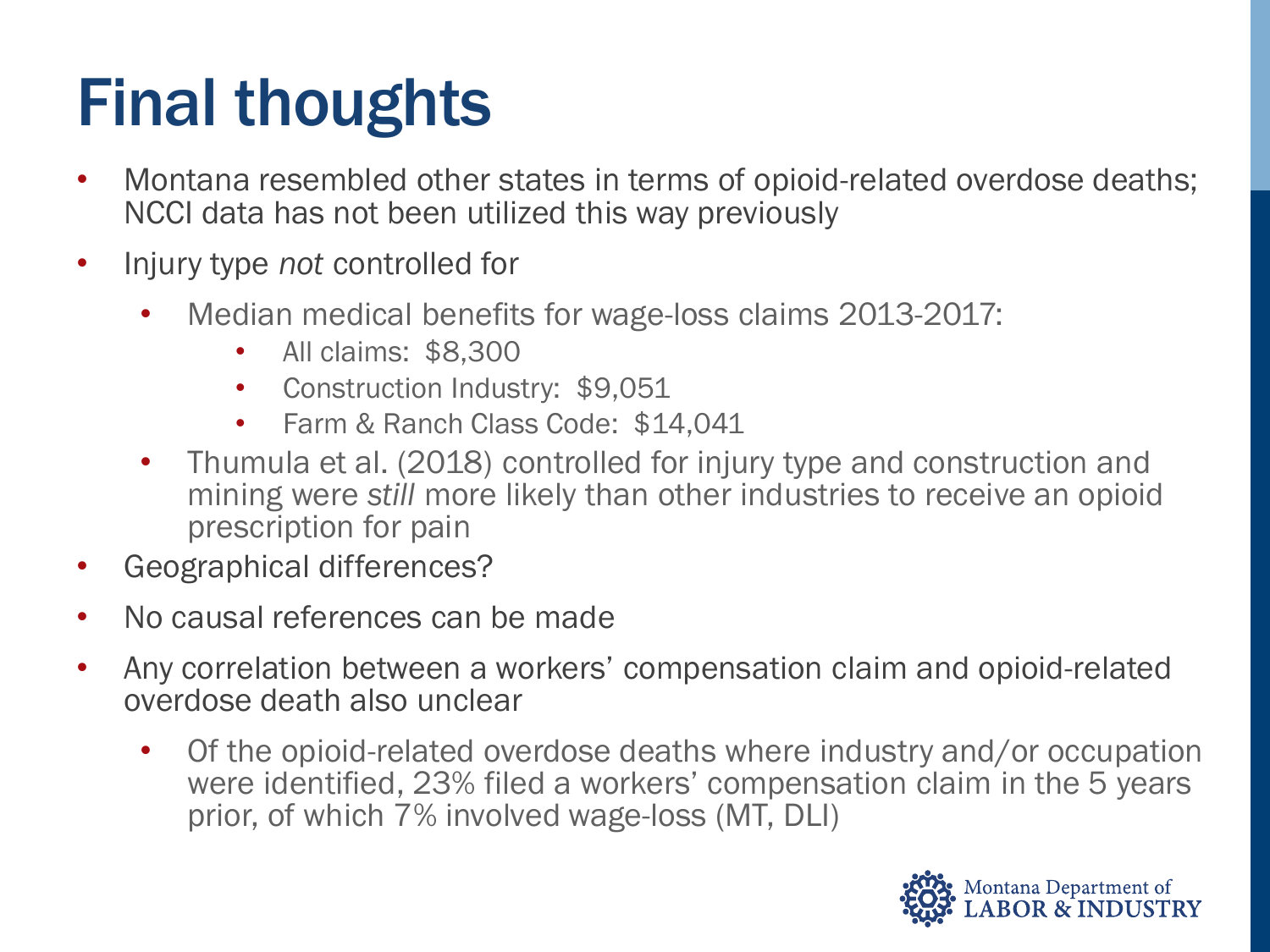# Final thoughts

- Montana resembled other states in terms of opioid-related overdose deaths; NCCI data has not been utilized this way previously
- Injury type *not* controlled for
  - Median medical benefits for wage-loss claims 2013-2017:
    - All claims: $8,300
    - Construction Industry: $9,051
    - Farm & Ranch Class Code: $14,041
  - Thumula et al. (2018) controlled for injury type and construction and mining were *still* more likely than other industries to receive an opioid prescription for pain
- Geographical differences?
- No causal references can be made
- Any correlation between a workers' compensation claim and opioid-related overdose death also unclear
  - Of the opioid-related overdose deaths where industry and/or occupation were identified, 23% filed a workers' compensation claim in the 5 years prior, of which 7% involved wage-loss (MT, DLI)

Montana Department of LABOR & INDUSTRY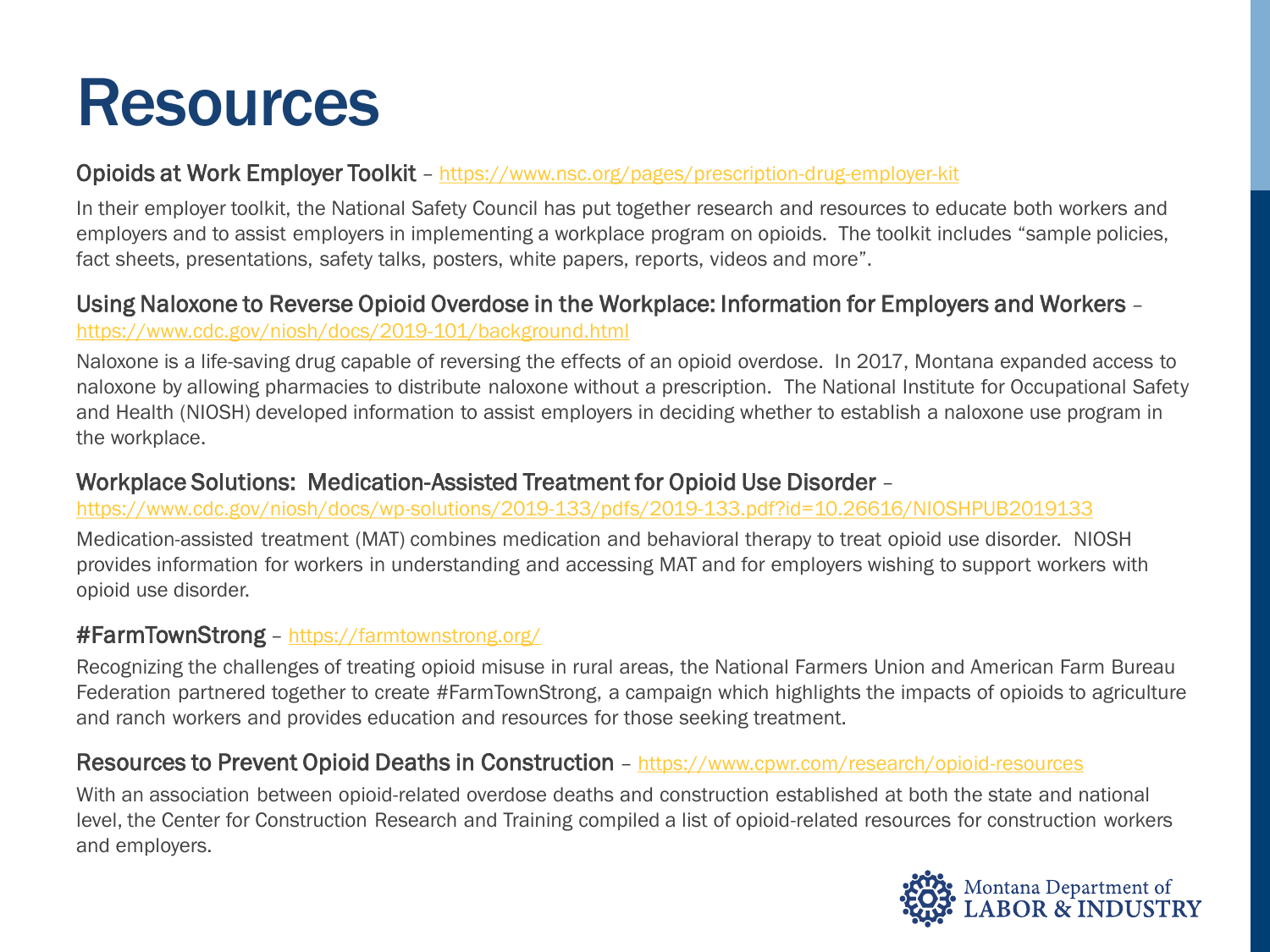# Resources

**Opioids at Work Employer Toolkit** – https://www.nsc.org/pages/prescription-drug-employer-kit

In their employer toolkit, the National Safety Council has put together research and resources to educate both workers and employers and to assist employers in implementing a workplace program on opioids. The toolkit includes "sample policies, fact sheets, presentations, safety talks, posters, white papers, reports, videos and more".

**Using Naloxone to Reverse Opioid Overdose in the Workplace: Information for Employers and Workers** – https://www.cdc.gov/niosh/docs/2019-101/background.html

Naloxone is a life-saving drug capable of reversing the effects of an opioid overdose. In 2017, Montana expanded access to naloxone by allowing pharmacies to distribute naloxone without a prescription. The National Institute for Occupational Safety and Health (NIOSH) developed information to assist employers in deciding whether to establish a naloxone use program in the workplace.

**Workplace Solutions: Medication-Assisted Treatment for Opioid Use Disorder** – https://www.cdc.gov/niosh/docs/wp-solutions/2019-133/pdfs/2019-133.pdf?id=10.26616/NIOSHPUB2019133

Medication-assisted treatment (MAT) combines medication and behavioral therapy to treat opioid use disorder. NIOSH provides information for workers in understanding and accessing MAT and for employers wishing to support workers with opioid use disorder.

**#FarmTownStrong** – https://farmtownstrong.org/

Recognizing the challenges of treating opioid misuse in rural areas, the National Farmers Union and American Farm Bureau Federation partnered together to create #FarmTownStrong, a campaign which highlights the impacts of opioids to agriculture and ranch workers and provides education and resources for those seeking treatment.

**Resources to Prevent Opioid Deaths in Construction** – https://www.cpwr.com/research/opioid-resources

With an association between opioid-related overdose deaths and construction established at both the state and national level, the Center for Construction Research and Training compiled a list of opioid-related resources for construction workers and employers.

Montana Department of LABOR & INDUSTRY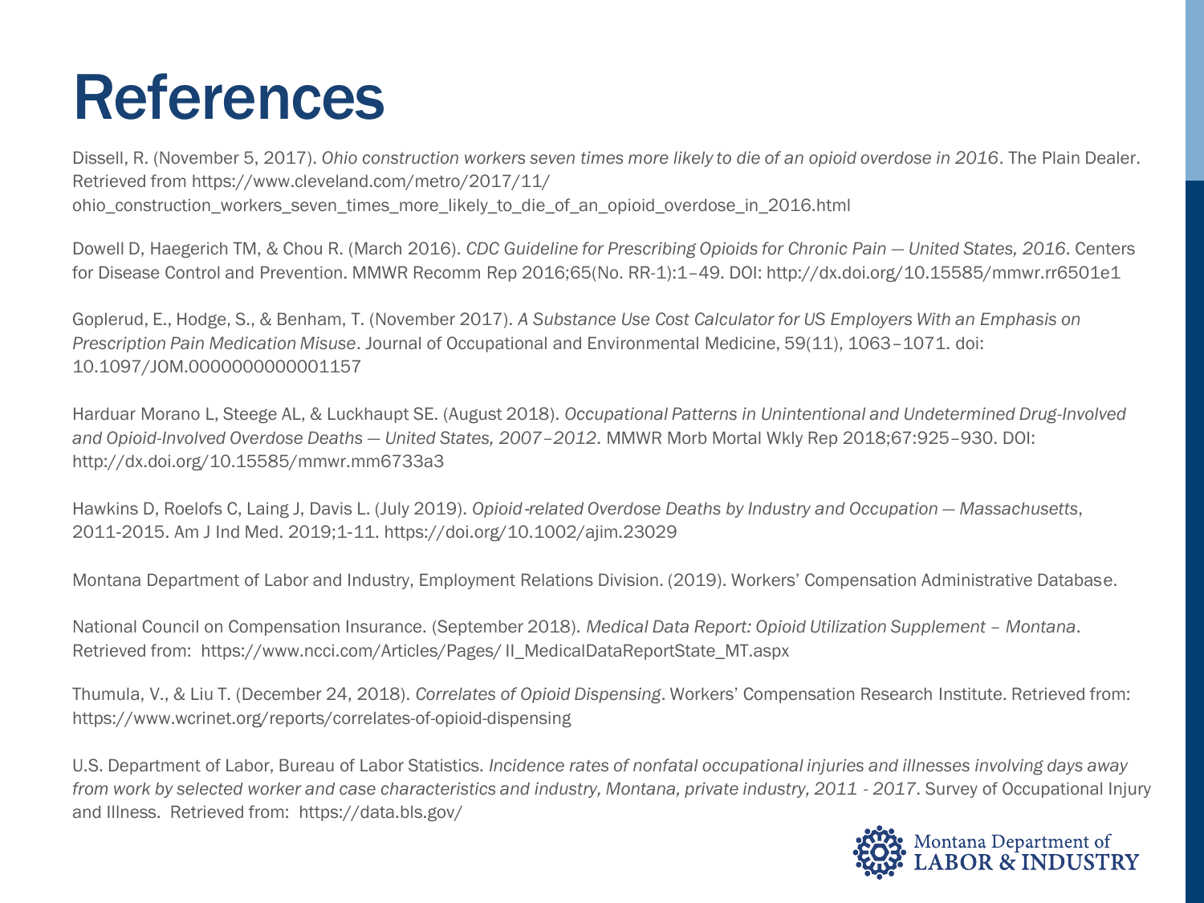# References

Dissell, R. (November 5, 2017). *Ohio construction workers seven times more likely to die of an opioid overdose in 2016*. The Plain Dealer. Retrieved from https://www.cleveland.com/metro/2017/11/ohio_construction_workers_seven_times_more_likely_to_die_of_an_opioid_overdose_in_2016.html

Dowell D, Haegerich TM, & Chou R. (March 2016). *CDC Guideline for Prescribing Opioids for Chronic Pain — United States, 2016*. Centers for Disease Control and Prevention. MMWR Recomm Rep 2016;65(No. RR-1):1–49. DOI: http://dx.doi.org/10.15585/mmwr.rr6501e1

Goplerud, E., Hodge, S., & Benham, T. (November 2017). *A Substance Use Cost Calculator for US Employers With an Emphasis on Prescription Pain Medication Misuse*. Journal of Occupational and Environmental Medicine, 59(11), 1063–1071. doi: 10.1097/JOM.0000000000001157

Harduar Morano L, Steege AL, & Luckhaupt SE. (August 2018). *Occupational Patterns in Unintentional and Undetermined Drug-Involved and Opioid-Involved Overdose Deaths — United States, 2007–2012*. MMWR Morb Mortal Wkly Rep 2018;67:925–930. DOI: http://dx.doi.org/10.15585/mmwr.mm6733a3

Hawkins D, Roelofs C, Laing J, Davis L. (July 2019). *Opioid-related Overdose Deaths by Industry and Occupation — Massachusetts*, 2011-2015. Am J Ind Med. 2019;1-11. https://doi.org/10.1002/ajim.23029

Montana Department of Labor and Industry, Employment Relations Division. (2019). Workers' Compensation Administrative Database.

National Council on Compensation Insurance. (September 2018). *Medical Data Report: Opioid Utilization Supplement – Montana*. Retrieved from: https://www.ncci.com/Articles/Pages/ II_MedicalDataReportState_MT.aspx

Thumula, V., & Liu T. (December 24, 2018). *Correlates of Opioid Dispensing*. Workers' Compensation Research Institute. Retrieved from: https://www.wcrinet.org/reports/correlates-of-opioid-dispensing

U.S. Department of Labor, Bureau of Labor Statistics. *Incidence rates of nonfatal occupational injuries and illnesses involving days away from work by selected worker and case characteristics and industry, Montana, private industry, 2011 - 2017*. Survey of Occupational Injury and Illness. Retrieved from: https://data.bls.gov/

Montana Department of Labor & Industry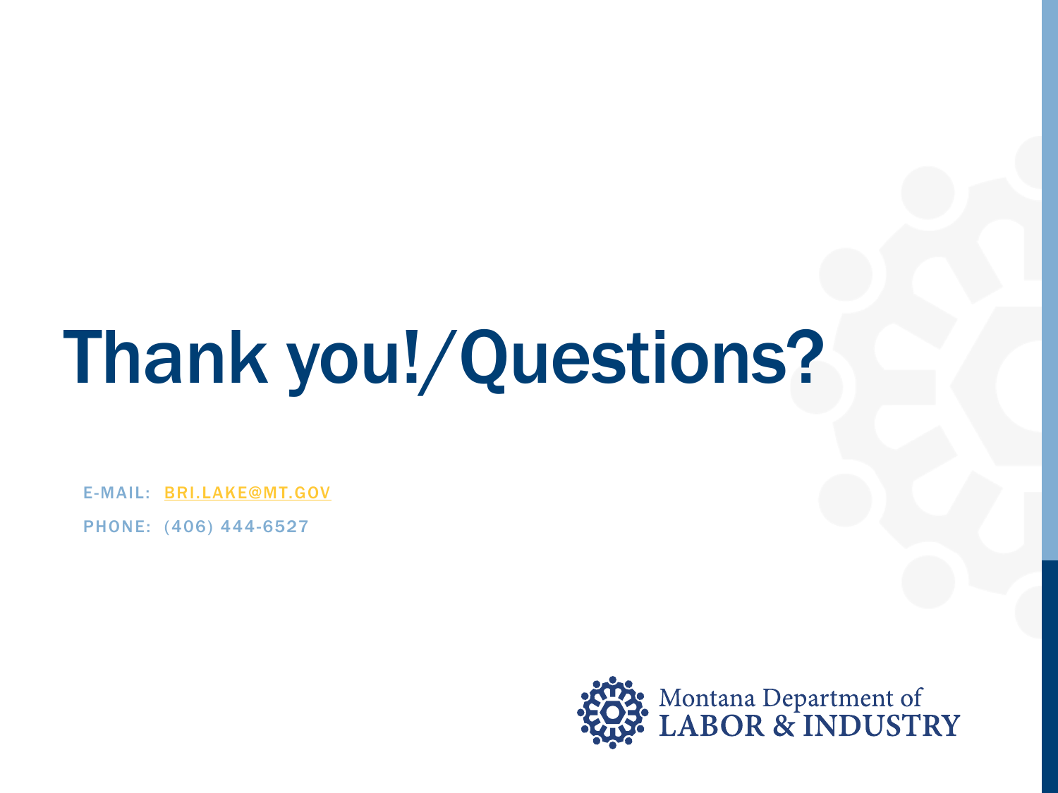# Thank you!/Questions?

E-MAIL: BRI.LAKE@MT.GOV

PHONE: (406) 444-6527

Montana Department of
LABOR & INDUSTRY